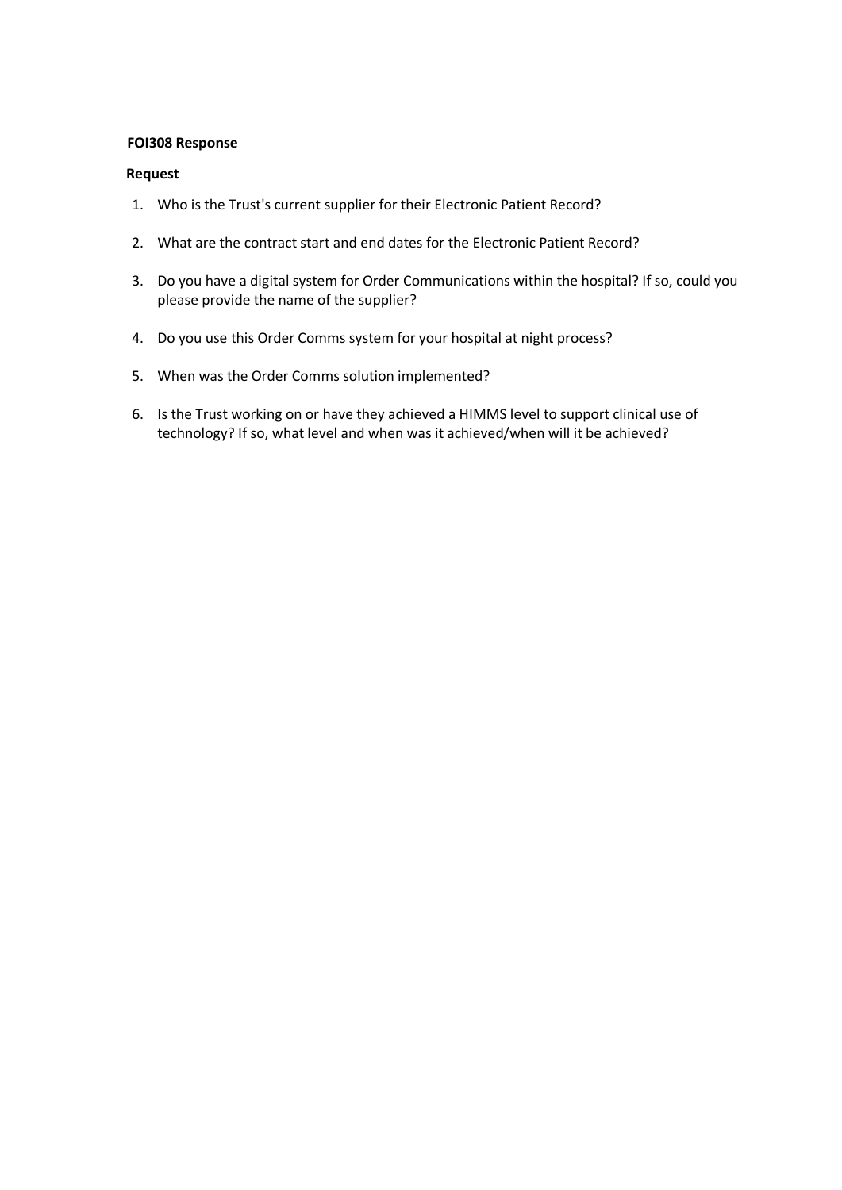**FOI308 Response**

**Request**

1. Who is the Trust's current supplier for their Electronic Patient Record?

2. What are the contract start and end dates for the Electronic Patient Record?

3. Do you have a digital system for Order Communications within the hospital? If so, could you please provide the name of the supplier?

4. Do you use this Order Comms system for your hospital at night process?

5. When was the Order Comms solution implemented?

6. Is the Trust working on or have they achieved a HIMMS level to support clinical use of technology? If so, what level and when was it achieved/when will it be achieved?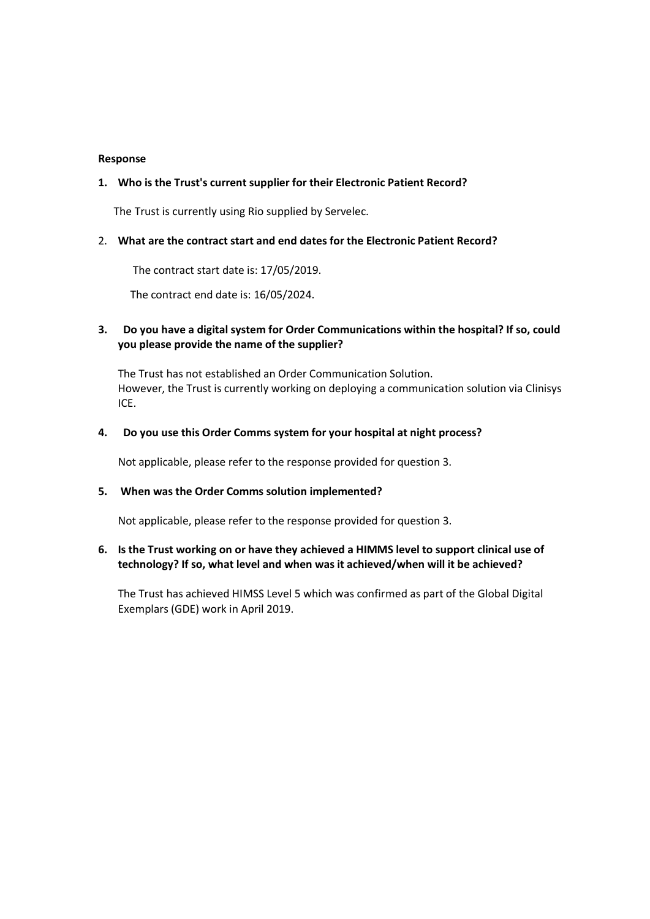**Response**

1. **Who is the Trust's current supplier for their Electronic Patient Record?**

   The Trust is currently using Rio supplied by Servelec.

2. **What are the contract start and end dates for the Electronic Patient Record?**

   The contract start date is: 17/05/2019.

   The contract end date is: 16/05/2024.

3. **Do you have a digital system for Order Communications within the hospital? If so, could you please provide the name of the supplier?**

   The Trust has not established an Order Communication Solution.
   However, the Trust is currently working on deploying a communication solution via Clinisys ICE.

4. **Do you use this Order Comms system for your hospital at night process?**

   Not applicable, please refer to the response provided for question 3.

5. **When was the Order Comms solution implemented?**

   Not applicable, please refer to the response provided for question 3.

6. **Is the Trust working on or have they achieved a HIMMS level to support clinical use of technology? If so, what level and when was it achieved/when will it be achieved?**

   The Trust has achieved HIMSS Level 5 which was confirmed as part of the Global Digital Exemplars (GDE) work in April 2019.